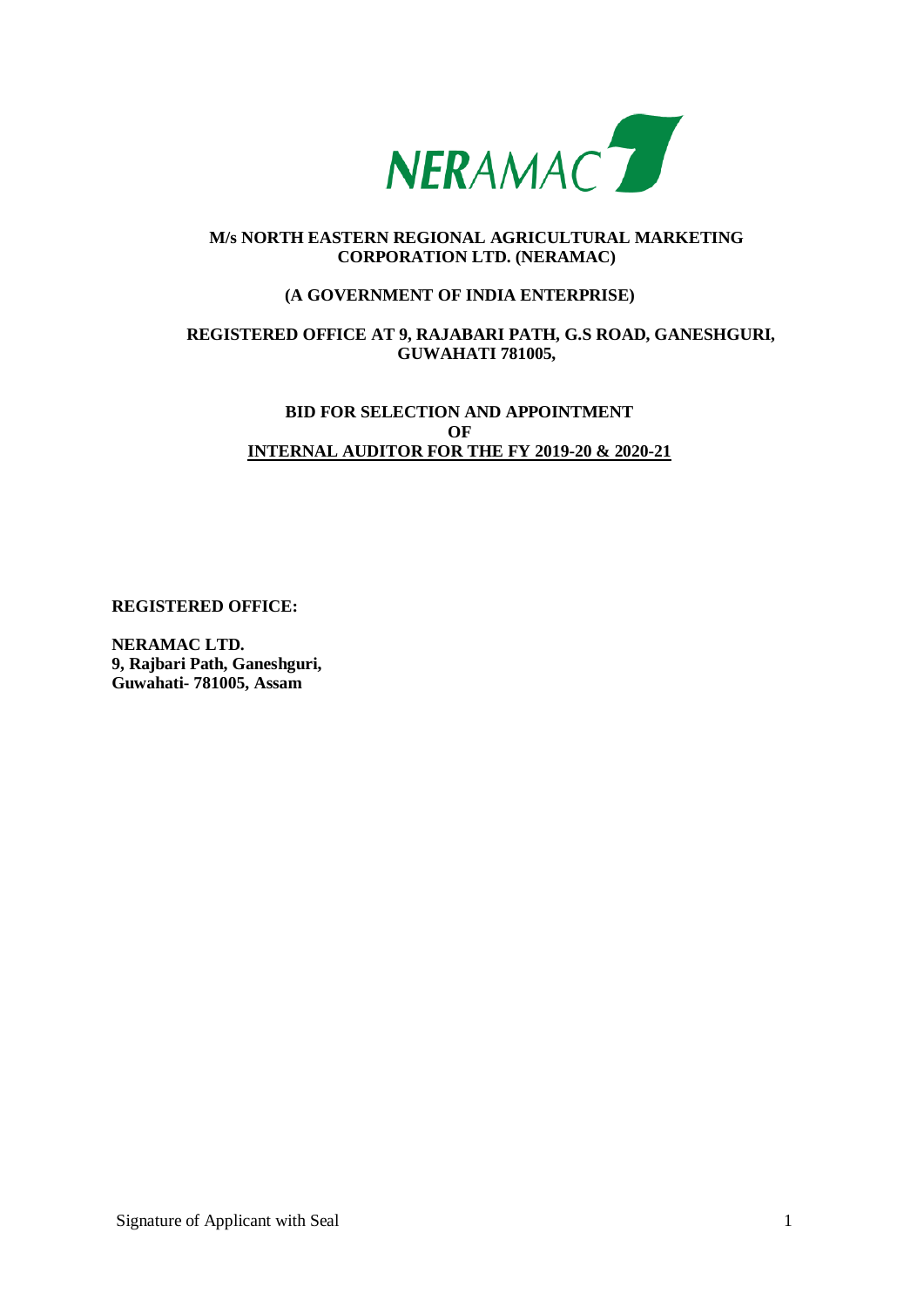NERAMAC

**M/s NORTH EASTERN REGIONAL AGRICULTURAL MARKETING CORPORATION LTD. (NERAMAC)**

**(A GOVERNMENT OF INDIA ENTERPRISE)**

**REGISTERED OFFICE AT 9, RAJABARI PATH, G.S ROAD, GANESHGURI, GUWAHATI 781005,**

# BID FOR SELECTION AND APPOINTMENT OF INTERNAL AUDITOR FOR THE FY 2019-20 & 2020-21

**REGISTERED OFFICE:**

**NERAMAC LTD.**
**9, Rajbari Path, Ganeshguri,**
**Guwahati- 781005, Assam**

Signature of Applicant with Seal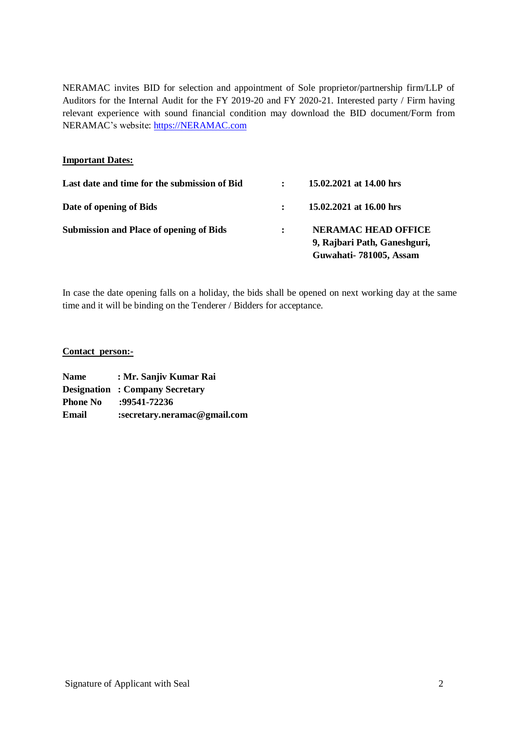NERAMAC invites BID for selection and appointment of Sole proprietor/partnership firm/LLP of Auditors for the Internal Audit for the FY 2019-20 and FY 2020-21. Interested party / Firm having relevant experience with sound financial condition may download the BID document/Form from NERAMAC's website: [https://NERAMAC.com](https://NERAMAC.com)

**Important Dates:**

| | | |
|---|---|---|
| **Last date and time for the submission of Bid** | **:** | **15.02.2021 at 14.00 hrs** |
| **Date of opening of Bids** | **:** | **15.02.2021 at 16.00 hrs** |
| **Submission and Place of opening of Bids** | **:** | **NERAMAC HEAD OFFICE 9, Rajbari Path, Ganeshguri, Guwahati- 781005, Assam** |

In case the date opening falls on a holiday, the bids shall be opened on next working day at the same time and it will be binding on the Tenderer / Bidders for acceptance.

**Contact person:-**

**Name** : **Mr. Sanjiv Kumar Rai**
**Designation** : **Company Secretary**
**Phone No** :**99541-72236**
**Email** :**secretary.neramac@gmail.com**

Signature of Applicant with Seal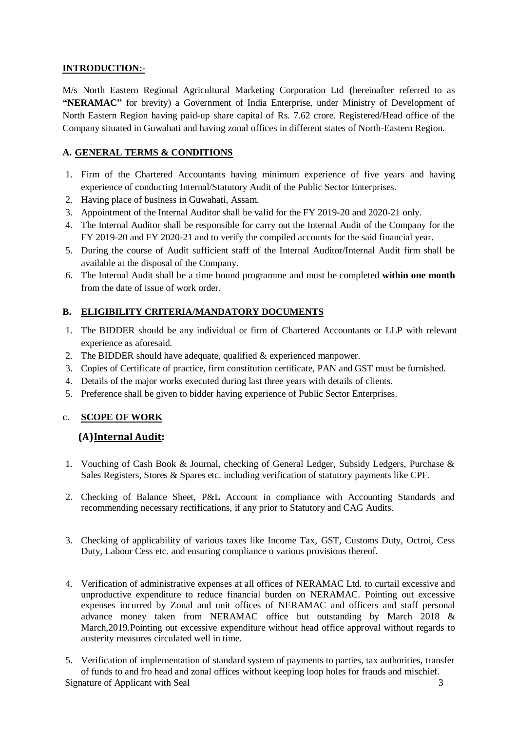## INTRODUCTION:-

M/s North Eastern Regional Agricultural Marketing Corporation Ltd **(**hereinafter referred to as **"NERAMAC"** for brevity) a Government of India Enterprise, under Ministry of Development of North Eastern Region having paid-up share capital of Rs. 7.62 crore. Registered/Head office of the Company situated in Guwahati and having zonal offices in different states of North-Eastern Region.

## A. GENERAL TERMS & CONDITIONS

1. Firm of the Chartered Accountants having minimum experience of five years and having experience of conducting Internal/Statutory Audit of the Public Sector Enterprises.
2. Having place of business in Guwahati, Assam.
3. Appointment of the Internal Auditor shall be valid for the FY 2019-20 and 2020-21 only.
4. The Internal Auditor shall be responsible for carry out the Internal Audit of the Company for the FY 2019-20 and FY 2020-21 and to verify the compiled accounts for the said financial year.
5. During the course of Audit sufficient staff of the Internal Auditor/Internal Audit firm shall be available at the disposal of the Company.
6. The Internal Audit shall be a time bound programme and must be completed **within one month** from the date of issue of work order.

## B. ELIGIBILITY CRITERIA/MANDATORY DOCUMENTS

1. The BIDDER should be any individual or firm of Chartered Accountants or LLP with relevant experience as aforesaid.
2. The BIDDER should have adequate, qualified & experienced manpower.
3. Copies of Certificate of practice, firm constitution certificate, PAN and GST must be furnished.
4. Details of the major works executed during last three years with details of clients.
5. Preference shall be given to bidder having experience of Public Sector Enterprises.

## C. SCOPE OF WORK

### (A) Internal Audit:

1. Vouching of Cash Book & Journal, checking of General Ledger, Subsidy Ledgers, Purchase & Sales Registers, Stores & Spares etc. including verification of statutory payments like CPF.

2. Checking of Balance Sheet, P&L Account in compliance with Accounting Standards and recommending necessary rectifications, if any prior to Statutory and CAG Audits.

3. Checking of applicability of various taxes like Income Tax, GST, Customs Duty, Octroi, Cess Duty, Labour Cess etc. and ensuring compliance o various provisions thereof.

4. Verification of administrative expenses at all offices of NERAMAC Ltd. to curtail excessive and unproductive expenditure to reduce financial burden on NERAMAC. Pointing out excessive expenses incurred by Zonal and unit offices of NERAMAC and officers and staff personal advance money taken from NERAMAC office but outstanding by March 2018 & March,2019.Pointing out excessive expenditure without head office approval without regards to austerity measures circulated well in time.

5. Verification of implementation of standard system of payments to parties, tax authorities, transfer of funds to and fro head and zonal offices without keeping loop holes for frauds and mischief.

Signature of Applicant with Seal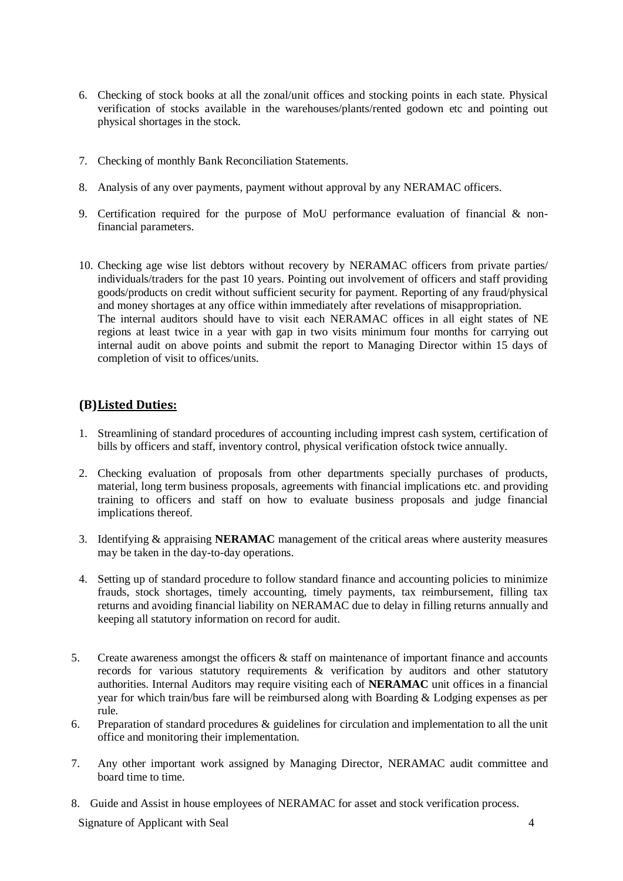6. Checking of stock books at all the zonal/unit offices and stocking points in each state. Physical verification of stocks available in the warehouses/plants/rented godown etc and pointing out physical shortages in the stock.

7. Checking of monthly Bank Reconciliation Statements.

8. Analysis of any over payments, payment without approval by any NERAMAC officers.

9. Certification required for the purpose of MoU performance evaluation of financial & non-financial parameters.

10. Checking age wise list debtors without recovery by NERAMAC officers from private parties/ individuals/traders for the past 10 years. Pointing out involvement of officers and staff providing goods/products on credit without sufficient security for payment. Reporting of any fraud/physical and money shortages at any office within immediately after revelations of misappropriation.
    The internal auditors should have to visit each NERAMAC offices in all eight states of NE regions at least twice in a year with gap in two visits minimum four months for carrying out internal audit on above points and submit the report to Managing Director within 15 days of completion of visit to offices/units.

## (B) Listed Duties:

1. Streamlining of standard procedures of accounting including imprest cash system, certification of bills by officers and staff, inventory control, physical verification ofstock twice annually.

2. Checking evaluation of proposals from other departments specially purchases of products, material, long term business proposals, agreements with financial implications etc. and providing training to officers and staff on how to evaluate business proposals and judge financial implications thereof.

3. Identifying & appraising **NERAMAC** management of the critical areas where austerity measures may be taken in the day-to-day operations.

4. Setting up of standard procedure to follow standard finance and accounting policies to minimize frauds, stock shortages, timely accounting, timely payments, tax reimbursement, filling tax returns and avoiding financial liability on NERAMAC due to delay in filling returns annually and keeping all statutory information on record for audit.

5. Create awareness amongst the officers & staff on maintenance of important finance and accounts records for various statutory requirements & verification by auditors and other statutory authorities. Internal Auditors may require visiting each of **NERAMAC** unit offices in a financial year for which train/bus fare will be reimbursed along with Boarding & Lodging expenses as per rule.

6. Preparation of standard procedures & guidelines for circulation and implementation to all the unit office and monitoring their implementation.

7. Any other important work assigned by Managing Director, NERAMAC audit committee and board time to time.

8. Guide and Assist in house employees of NERAMAC for asset and stock verification process.

Signature of Applicant with Seal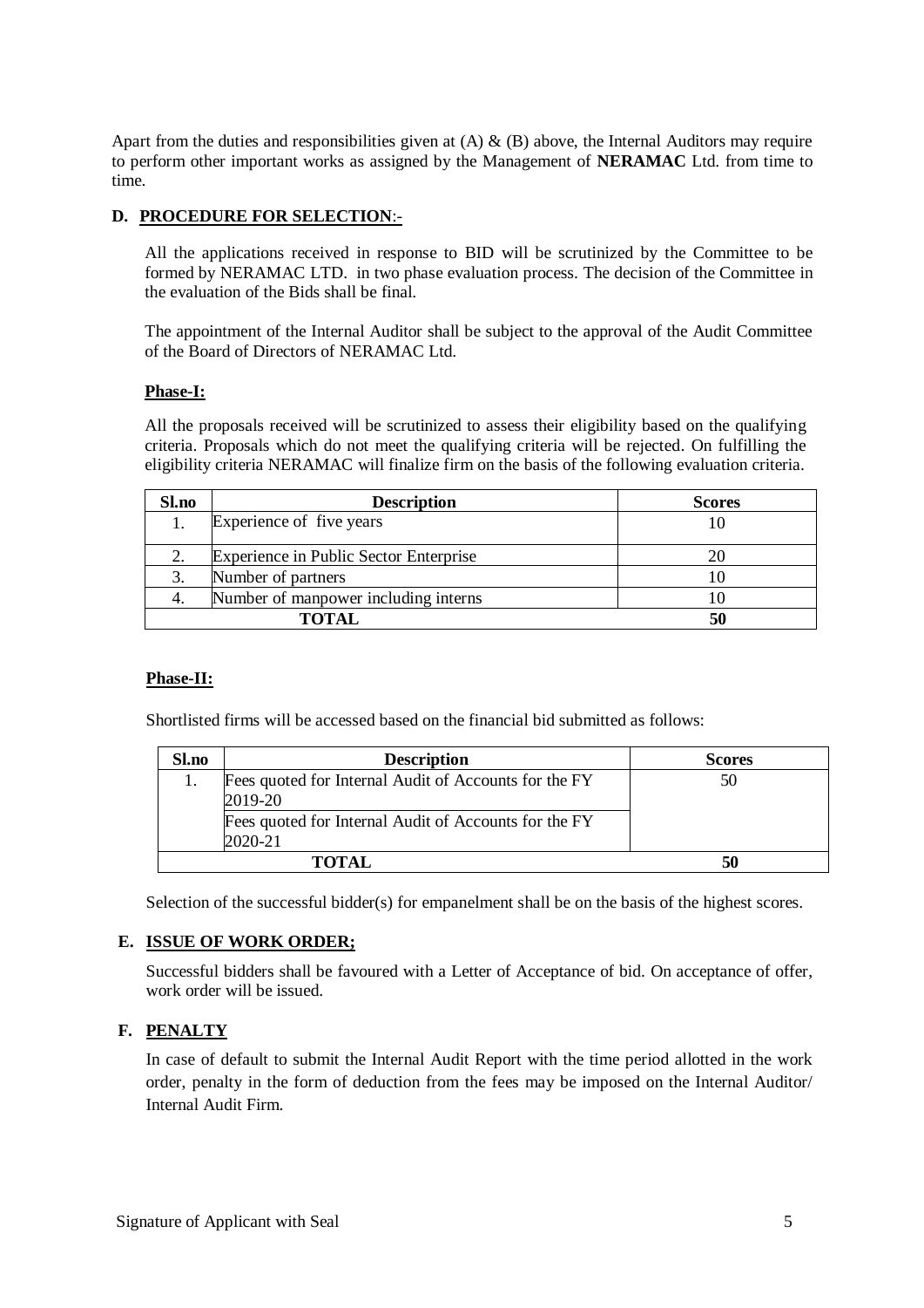Apart from the duties and responsibilities given at (A) & (B) above, the Internal Auditors may require to perform other important works as assigned by the Management of **NERAMAC** Ltd. from time to time.

**D. PROCEDURE FOR SELECTION:-**

All the applications received in response to BID will be scrutinized by the Committee to be formed by NERAMAC LTD. in two phase evaluation process. The decision of the Committee in the evaluation of the Bids shall be final.

The appointment of the Internal Auditor shall be subject to the approval of the Audit Committee of the Board of Directors of NERAMAC Ltd.

**Phase-I:**

All the proposals received will be scrutinized to assess their eligibility based on the qualifying criteria. Proposals which do not meet the qualifying criteria will be rejected. On fulfilling the eligibility criteria NERAMAC will finalize firm on the basis of the following evaluation criteria.

| Sl.no | Description | Scores |
|---|---|---|
| 1. | Experience of five years | 10 |
| 2. | Experience in Public Sector Enterprise | 20 |
| 3. | Number of partners | 10 |
| 4. | Number of manpower including interns | 10 |
| **TOTAL** | | **50** |

**Phase-II:**

Shortlisted firms will be accessed based on the financial bid submitted as follows:

| Sl.no | Description | Scores |
|---|---|---|
| 1. | Fees quoted for Internal Audit of Accounts for the FY 2019-20 | 50 |
| | Fees quoted for Internal Audit of Accounts for the FY 2020-21 | |
| **TOTAL** | | **50** |

Selection of the successful bidder(s) for empanelment shall be on the basis of the highest scores.

**E. ISSUE OF WORK ORDER;**

Successful bidders shall be favoured with a Letter of Acceptance of bid. On acceptance of offer, work order will be issued.

**F. PENALTY**

In case of default to submit the Internal Audit Report with the time period allotted in the work order, penalty in the form of deduction from the fees may be imposed on the Internal Auditor/ Internal Audit Firm.

Signature of Applicant with Seal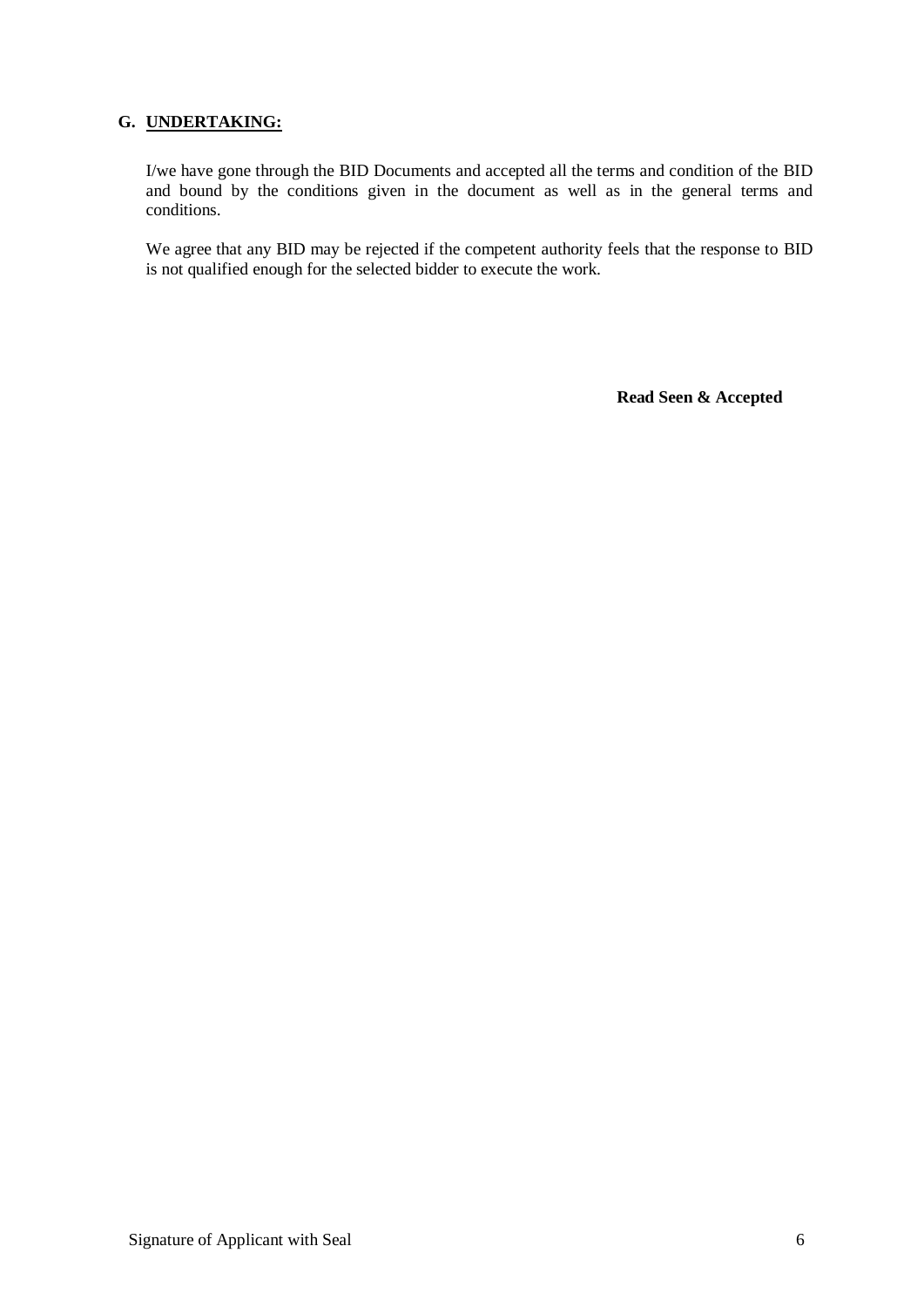## G. UNDERTAKING:

I/we have gone through the BID Documents and accepted all the terms and condition of the BID and bound by the conditions given in the document as well as in the general terms and conditions.

We agree that any BID may be rejected if the competent authority feels that the response to BID is not qualified enough for the selected bidder to execute the work.

**Read Seen & Accepted**

Signature of Applicant with Seal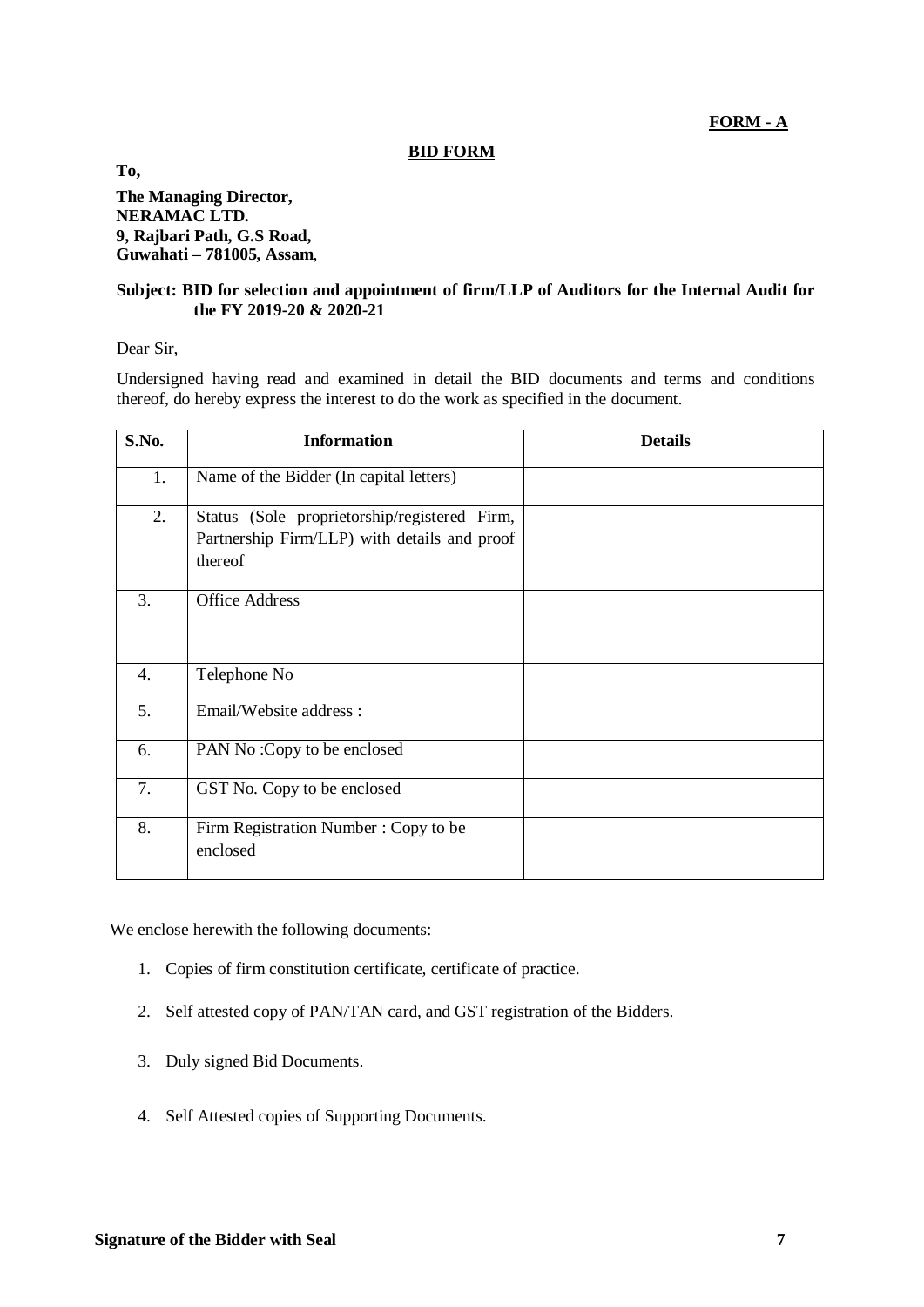**FORM - A**

**BID FORM**

**To,**

**The Managing Director,**
**NERAMAC LTD.**
**9, Rajbari Path, G.S Road,**
**Guwahati – 781005, Assam**,

**Subject: BID for selection and appointment of firm/LLP of Auditors for the Internal Audit for the FY 2019-20 & 2020-21**

Dear Sir,

Undersigned having read and examined in detail the BID documents and terms and conditions thereof, do hereby express the interest to do the work as specified in the document.

| S.No. | Information | Details |
|---|---|---|
| 1. | Name of the Bidder (In capital letters) | |
| 2. | Status (Sole proprietorship/registered Firm, Partnership Firm/LLP) with details and proof thereof | |
| 3. | Office Address | |
| 4. | Telephone No | |
| 5. | Email/Website address : | |
| 6. | PAN No :Copy to be enclosed | |
| 7. | GST No. Copy to be enclosed | |
| 8. | Firm Registration Number : Copy to be enclosed | |

We enclose herewith the following documents:

1. Copies of firm constitution certificate, certificate of practice.
2. Self attested copy of PAN/TAN card, and GST registration of the Bidders.
3. Duly signed Bid Documents.
4. Self Attested copies of Supporting Documents.

**Signature of the Bidder with Seal**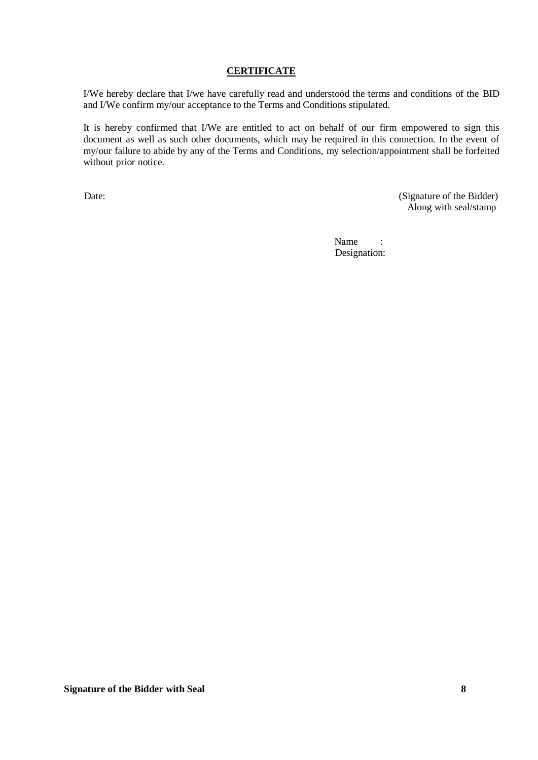**CERTIFICATE**

I/We hereby declare that I/we have carefully read and understood the terms and conditions of the BID and I/We confirm my/our acceptance to the Terms and Conditions stipulated.

It is hereby confirmed that I/We are entitled to act on behalf of our firm empowered to sign this document as well as such other documents, which may be required in this connection. In the event of my/our failure to abide by any of the Terms and Conditions, my selection/appointment shall be forfeited without prior notice.

Date: (Signature of the Bidder)
Along with seal/stamp

Name :
Designation:

**Signature of the Bidder with Seal**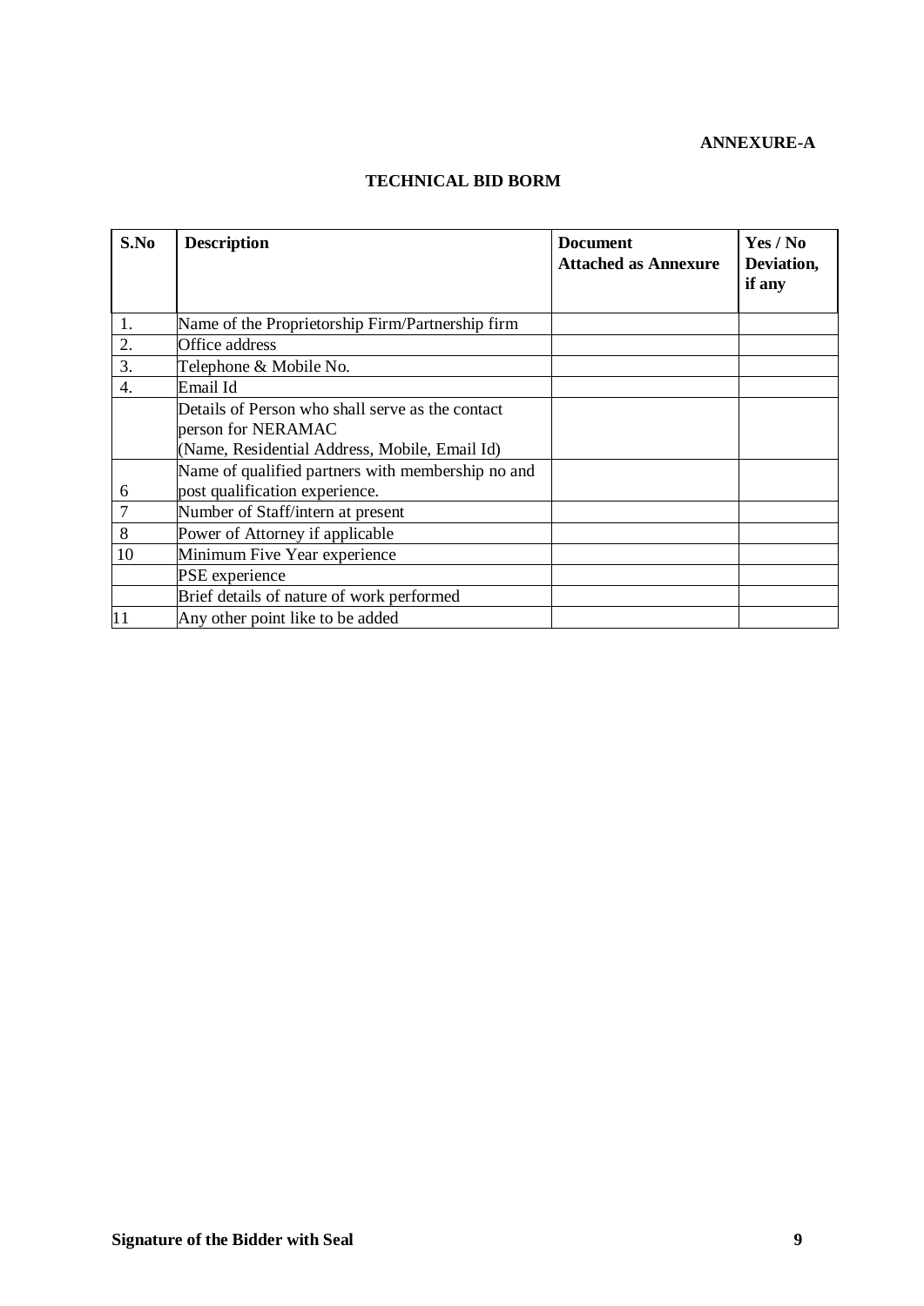**ANNEXURE-A**

**TECHNICAL BID BORM**

| S.No | Description | Document Attached as Annexure | Yes / No Deviation, if any |
|---|---|---|---|
| 1. | Name of the Proprietorship Firm/Partnership firm | | |
| 2. | Office address | | |
| 3. | Telephone & Mobile No. | | |
| 4. | Email Id | | |
| | Details of Person who shall serve as the contact person for NERAMAC (Name, Residential Address, Mobile, Email Id) | | |
| 6 | Name of qualified partners with membership no and post qualification experience. | | |
| 7 | Number of Staff/intern at present | | |
| 8 | Power of Attorney if applicable | | |
| 10 | Minimum Five Year experience | | |
| | PSE experience | | |
| | Brief details of nature of work performed | | |
| 11 | Any other point like to be added | | |

**Signature of the Bidder with Seal**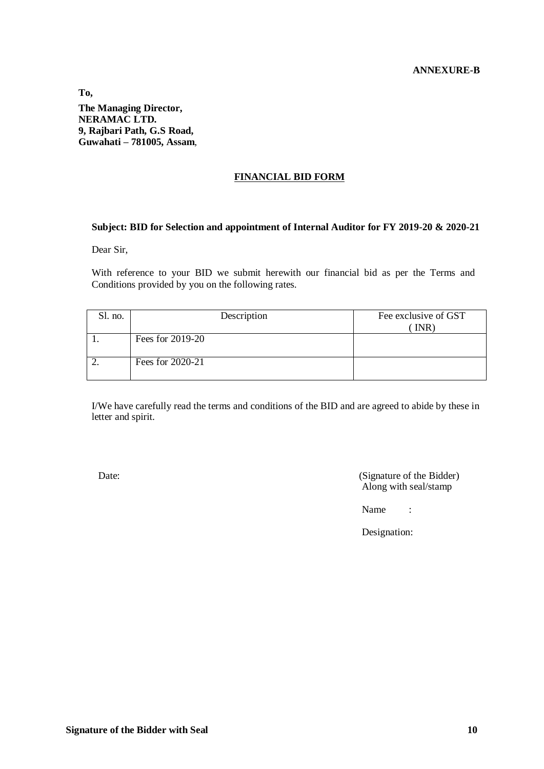**ANNEXURE-B**

**To,**

**The Managing Director,**
**NERAMAC LTD.**
**9, Rajbari Path, G.S Road,**
**Guwahati – 781005, Assam**,

## FINANCIAL BID FORM

**Subject: BID for Selection and appointment of Internal Auditor for FY 2019-20 & 2020-21**

Dear Sir,

With reference to your BID we submit herewith our financial bid as per the Terms and Conditions provided by you on the following rates.

| Sl. no. | Description | Fee exclusive of GST ( INR) |
|---|---|---|
| 1. | Fees for 2019-20 | |
| 2. | Fees for 2020-21 | |

I/We have carefully read the terms and conditions of the BID and are agreed to abide by these in letter and spirit.

Date:

(Signature of the Bidder)
Along with seal/stamp

Name :

Designation:

**Signature of the Bidder with Seal**